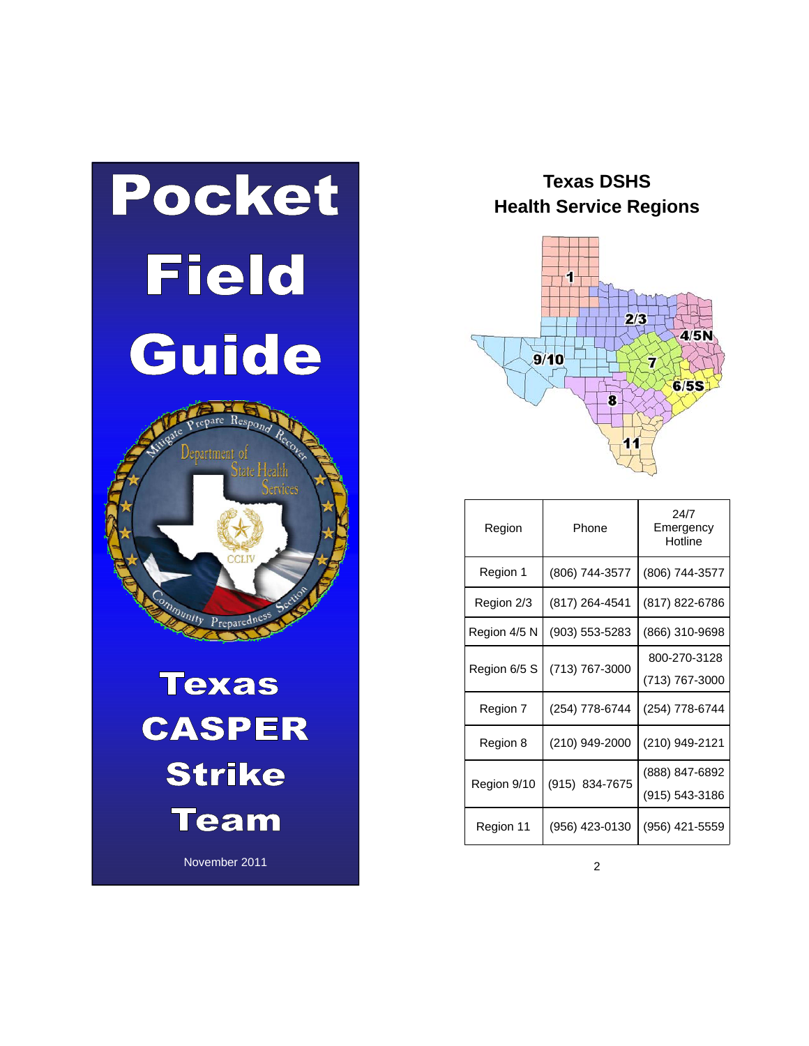# Pocket Field Guide

# Texas CASPER Strike Team

November 2011

## Texas DSHS Health Service Regions

| Region | Phone | 24/7 Emergency Hotline |
|---|---|---|
| Region 1 | (806) 744-3577 | (806) 744-3577 |
| Region 2/3 | (817) 264-4541 | (817) 822-6786 |
| Region 4/5 N | (903) 553-5283 | (866) 310-9698 |
| Region 6/5 S | (713) 767-3000 | 800-270-3128<br>(713) 767-3000 |
| Region 7 | (254) 778-6744 | (254) 778-6744 |
| Region 8 | (210) 949-2000 | (210) 949-2121 |
| Region 9/10 | (915) 834-7675 | (888) 847-6892<br>(915) 543-3186 |
| Region 11 | (956) 423-0130 | (956) 421-5559 |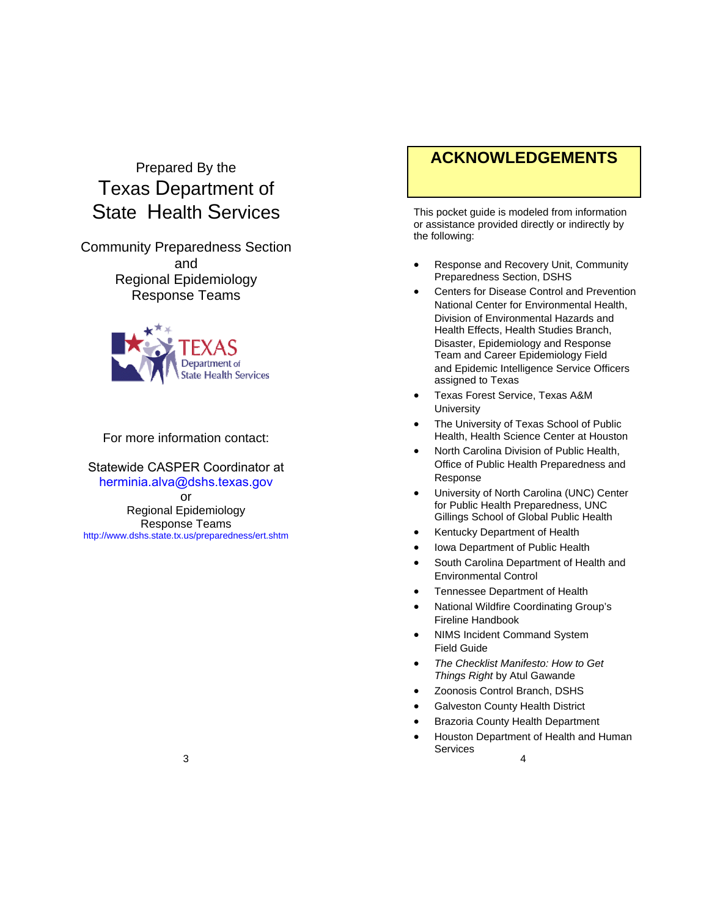Prepared By the

# Texas Department of State Health Services

Community Preparedness Section
and
Regional Epidemiology
Response Teams

For more information contact:

Statewide CASPER Coordinator at
herminia.alva@dshs.texas.gov
or
Regional Epidemiology
Response Teams
http://www.dshs.state.tx.us/preparedness/ert.shtm

## ACKNOWLEDGEMENTS

This pocket guide is modeled from information or assistance provided directly or indirectly by the following:

- Response and Recovery Unit, Community Preparedness Section, DSHS
- Centers for Disease Control and Prevention National Center for Environmental Health, Division of Environmental Hazards and Health Effects, Health Studies Branch, Disaster, Epidemiology and Response Team and Career Epidemiology Field and Epidemic Intelligence Service Officers assigned to Texas
- Texas Forest Service, Texas A&M University
- The University of Texas School of Public Health, Health Science Center at Houston
- North Carolina Division of Public Health, Office of Public Health Preparedness and Response
- University of North Carolina (UNC) Center for Public Health Preparedness, UNC Gillings School of Global Public Health
- Kentucky Department of Health
- Iowa Department of Public Health
- South Carolina Department of Health and Environmental Control
- Tennessee Department of Health
- National Wildfire Coordinating Group's Fireline Handbook
- NIMS Incident Command System Field Guide
- *The Checklist Manifesto: How to Get Things Right* by Atul Gawande
- Zoonosis Control Branch, DSHS
- Galveston County Health District
- Brazoria County Health Department
- Houston Department of Health and Human Services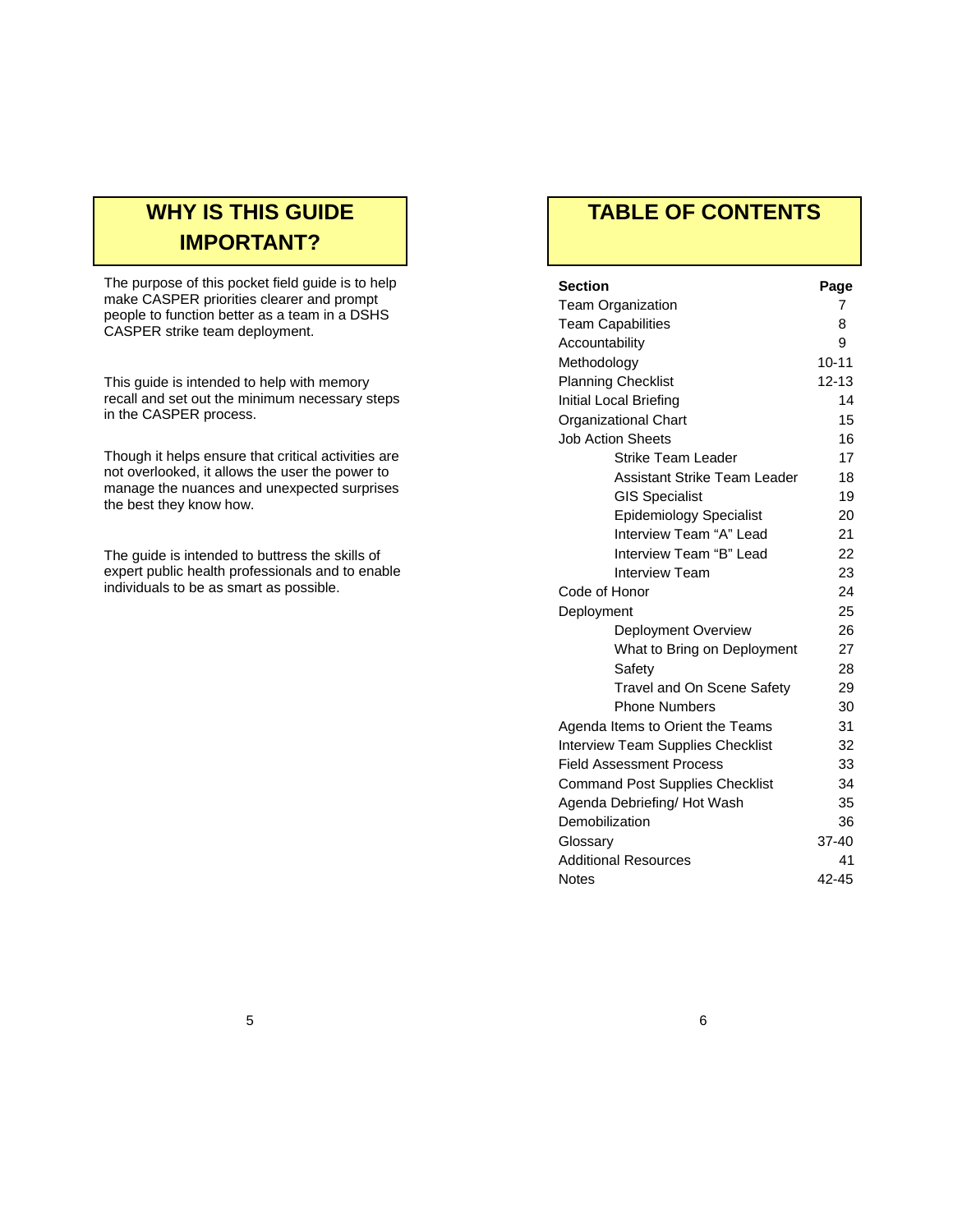## WHY IS THIS GUIDE IMPORTANT?

The purpose of this pocket field guide is to help make CASPER priorities clearer and prompt people to function better as a team in a DSHS CASPER strike team deployment.

This guide is intended to help with memory recall and set out the minimum necessary steps in the CASPER process.

Though it helps ensure that critical activities are not overlooked, it allows the user the power to manage the nuances and unexpected surprises the best they know how.

The guide is intended to buttress the skills of expert public health professionals and to enable individuals to be as smart as possible.

## TABLE OF CONTENTS

| Section | Page |
|---|---|
| Team Organization | 7 |
| Team Capabilities | 8 |
| Accountability | 9 |
| Methodology | 10-11 |
| Planning Checklist | 12-13 |
| Initial Local Briefing | 14 |
| Organizational Chart | 15 |
| Job Action Sheets | 16 |
| Strike Team Leader | 17 |
| Assistant Strike Team Leader | 18 |
| GIS Specialist | 19 |
| Epidemiology Specialist | 20 |
| Interview Team "A" Lead | 21 |
| Interview Team "B" Lead | 22 |
| Interview Team | 23 |
| Code of Honor | 24 |
| Deployment | 25 |
| Deployment Overview | 26 |
| What to Bring on Deployment | 27 |
| Safety | 28 |
| Travel and On Scene Safety | 29 |
| Phone Numbers | 30 |
| Agenda Items to Orient the Teams | 31 |
| Interview Team Supplies Checklist | 32 |
| Field Assessment Process | 33 |
| Command Post Supplies Checklist | 34 |
| Agenda Debriefing/ Hot Wash | 35 |
| Demobilization | 36 |
| Glossary | 37-40 |
| Additional Resources | 41 |
| Notes | 42-45 |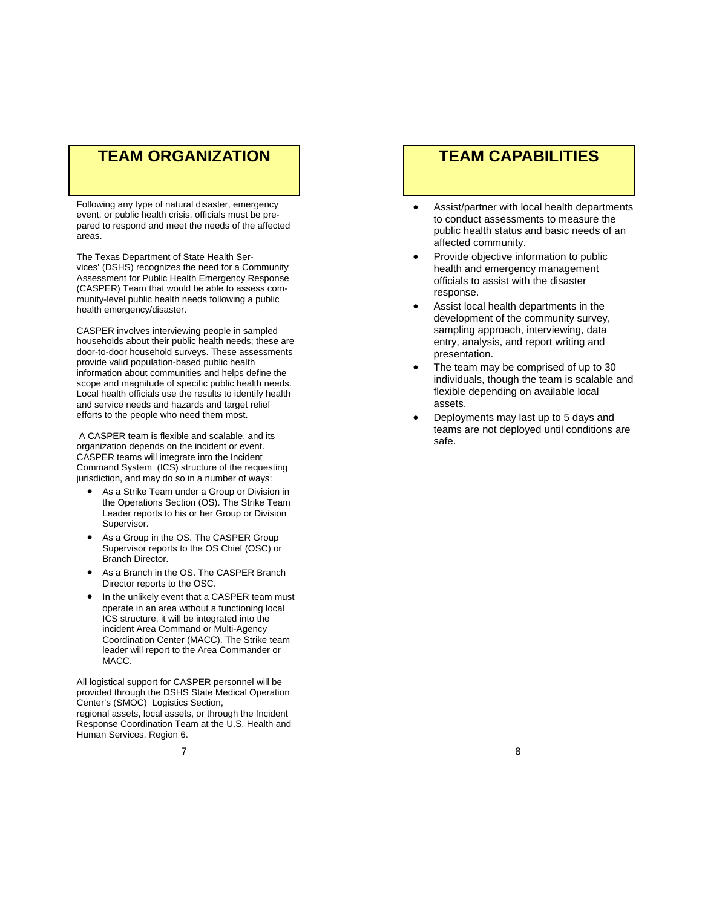## TEAM ORGANIZATION

Following any type of natural disaster, emergency event, or public health crisis, officials must be prepared to respond and meet the needs of the affected areas.

The Texas Department of State Health Services' (DSHS) recognizes the need for a Community Assessment for Public Health Emergency Response (CASPER) Team that would be able to assess community-level public health needs following a public health emergency/disaster.

CASPER involves interviewing people in sampled households about their public health needs; these are door-to-door household surveys. These assessments provide valid population-based public health information about communities and helps define the scope and magnitude of specific public health needs. Local health officials use the results to identify health and service needs and hazards and target relief efforts to the people who need them most.

A CASPER team is flexible and scalable, and its organization depends on the incident or event. CASPER teams will integrate into the Incident Command System (ICS) structure of the requesting jurisdiction, and may do so in a number of ways:

- As a Strike Team under a Group or Division in the Operations Section (OS). The Strike Team Leader reports to his or her Group or Division Supervisor.
- As a Group in the OS. The CASPER Group Supervisor reports to the OS Chief (OSC) or Branch Director.
- As a Branch in the OS. The CASPER Branch Director reports to the OSC.
- In the unlikely event that a CASPER team must operate in an area without a functioning local ICS structure, it will be integrated into the incident Area Command or Multi-Agency Coordination Center (MACC). The Strike team leader will report to the Area Commander or MACC.

All logistical support for CASPER personnel will be provided through the DSHS State Medical Operation Center's (SMOC) Logistics Section, regional assets, local assets, or through the Incident Response Coordination Team at the U.S. Health and Human Services, Region 6.

## TEAM CAPABILITIES

- Assist/partner with local health departments to conduct assessments to measure the public health status and basic needs of an affected community.
- Provide objective information to public health and emergency management officials to assist with the disaster response.
- Assist local health departments in the development of the community survey, sampling approach, interviewing, data entry, analysis, and report writing and presentation.
- The team may be comprised of up to 30 individuals, though the team is scalable and flexible depending on available local assets.
- Deployments may last up to 5 days and teams are not deployed until conditions are safe.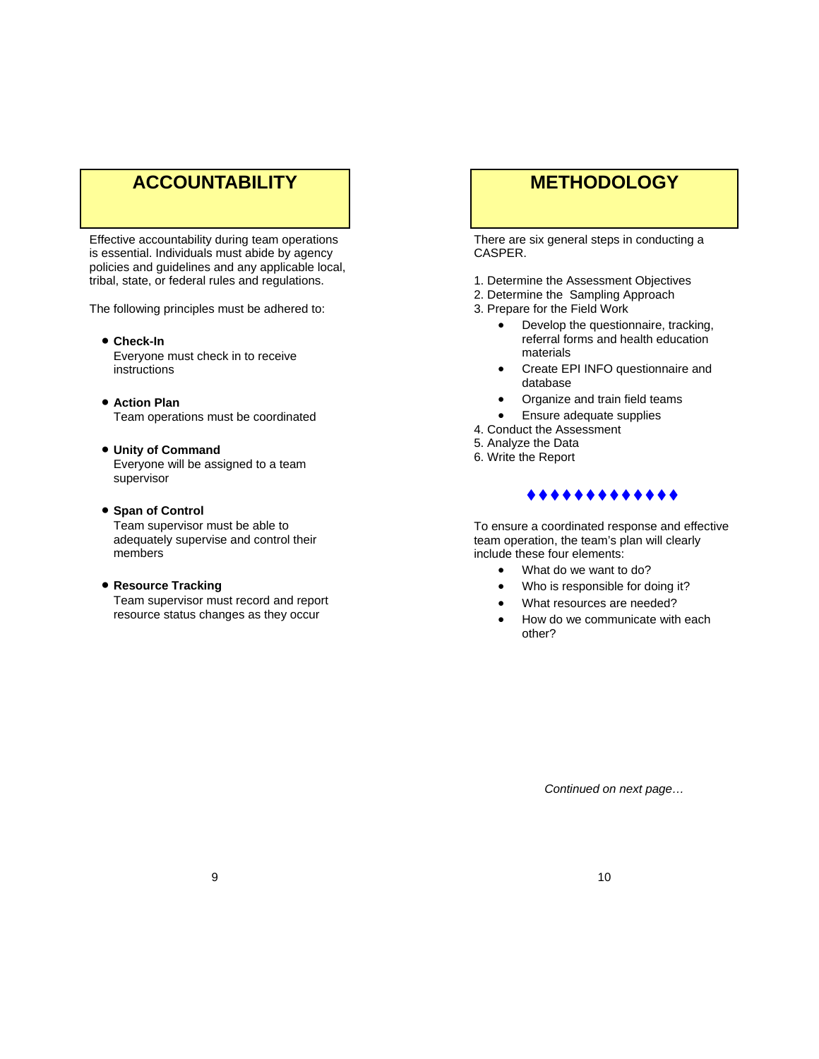# ACCOUNTABILITY

Effective accountability during team operations is essential. Individuals must abide by agency policies and guidelines and any applicable local, tribal, state, or federal rules and regulations.

The following principles must be adhered to:

- **Check-In**
  Everyone must check in to receive instructions

- **Action Plan**
  Team operations must be coordinated

- **Unity of Command**
  Everyone will be assigned to a team supervisor

- **Span of Control**
  Team supervisor must be able to adequately supervise and control their members

- **Resource Tracking**
  Team supervisor must record and report resource status changes as they occur

# METHODOLOGY

There are six general steps in conducting a CASPER.

1. Determine the Assessment Objectives
2. Determine the Sampling Approach
3. Prepare for the Field Work
   - Develop the questionnaire, tracking, referral forms and health education materials
   - Create EPI INFO questionnaire and database
   - Organize and train field teams
   - Ensure adequate supplies
4. Conduct the Assessment
5. Analyze the Data
6. Write the Report

♦♦♦♦♦♦♦♦♦♦♦♦♦

To ensure a coordinated response and effective team operation, the team's plan will clearly include these four elements:

- What do we want to do?
- Who is responsible for doing it?
- What resources are needed?
- How do we communicate with each other?

*Continued on next page…*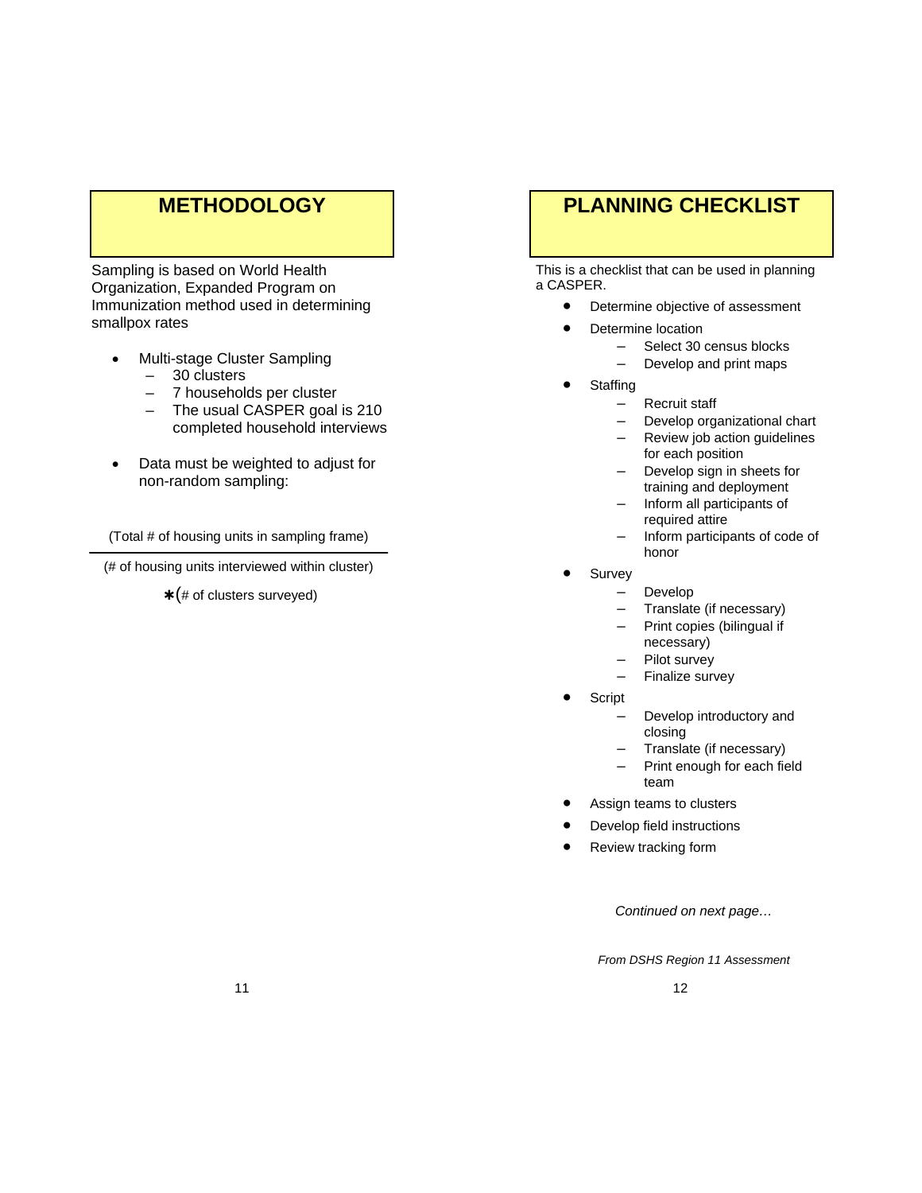## METHODOLOGY

Sampling is based on World Health Organization, Expanded Program on Immunization method used in determining smallpox rates

- Multi-stage Cluster Sampling
  - 30 clusters
  - 7 households per cluster
  - The usual CASPER goal is 210 completed household interviews
- Data must be weighted to adjust for non-random sampling:

$$\frac{\text{(Total \# of housing units in sampling frame)}}{\text{(\# of housing units interviewed within cluster)} * \text{(\# of clusters surveyed)}}$$

## PLANNING CHECKLIST

This is a checklist that can be used in planning a CASPER.

- Determine objective of assessment
- Determine location
  - Select 30 census blocks
  - Develop and print maps
- Staffing
  - Recruit staff
  - Develop organizational chart
  - Review job action guidelines for each position
  - Develop sign in sheets for training and deployment
  - Inform all participants of required attire
  - Inform participants of code of honor
- Survey
  - Develop
  - Translate (if necessary)
  - Print copies (bilingual if necessary)
  - Pilot survey
  - Finalize survey
- Script
  - Develop introductory and closing
  - Translate (if necessary)
  - Print enough for each field team
- Assign teams to clusters
- Develop field instructions
- Review tracking form

*Continued on next page…*

*From DSHS Region 11 Assessment*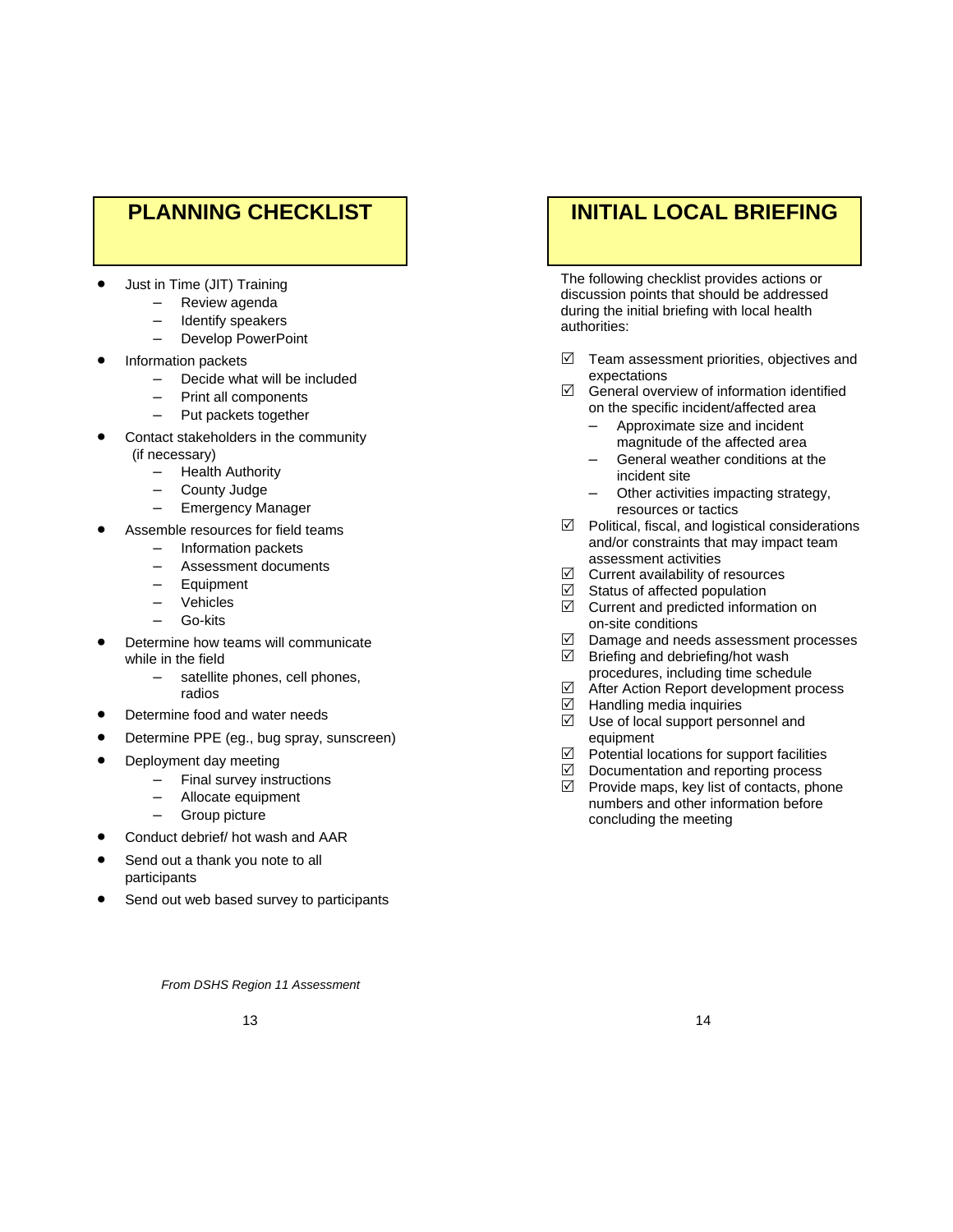## PLANNING CHECKLIST

- Just in Time (JIT) Training
  - Review agenda
  - Identify speakers
  - Develop PowerPoint
- Information packets
  - Decide what will be included
  - Print all components
  - Put packets together
- Contact stakeholders in the community (if necessary)
  - Health Authority
  - County Judge
  - Emergency Manager
- Assemble resources for field teams
  - Information packets
  - Assessment documents
  - Equipment
  - Vehicles
  - Go-kits
- Determine how teams will communicate while in the field
  - satellite phones, cell phones, radios
- Determine food and water needs
- Determine PPE (eg., bug spray, sunscreen)
- Deployment day meeting
  - Final survey instructions
  - Allocate equipment
  - Group picture
- Conduct debrief/ hot wash and AAR
- Send out a thank you note to all participants
- Send out web based survey to participants

*From DSHS Region 11 Assessment*

## INITIAL LOCAL BRIEFING

The following checklist provides actions or discussion points that should be addressed during the initial briefing with local health authorities:

- ☑ Team assessment priorities, objectives and expectations
- ☑ General overview of information identified on the specific incident/affected area
  - Approximate size and incident magnitude of the affected area
  - General weather conditions at the incident site
  - Other activities impacting strategy, resources or tactics
- ☑ Political, fiscal, and logistical considerations and/or constraints that may impact team assessment activities
- ☑ Current availability of resources
- ☑ Status of affected population
- ☑ Current and predicted information on on-site conditions
- ☑ Damage and needs assessment processes
- ☑ Briefing and debriefing/hot wash procedures, including time schedule
- ☑ After Action Report development process
- ☑ Handling media inquiries
- ☑ Use of local support personnel and equipment
- ☑ Potential locations for support facilities
- ☑ Documentation and reporting process
- ☑ Provide maps, key list of contacts, phone numbers and other information before concluding the meeting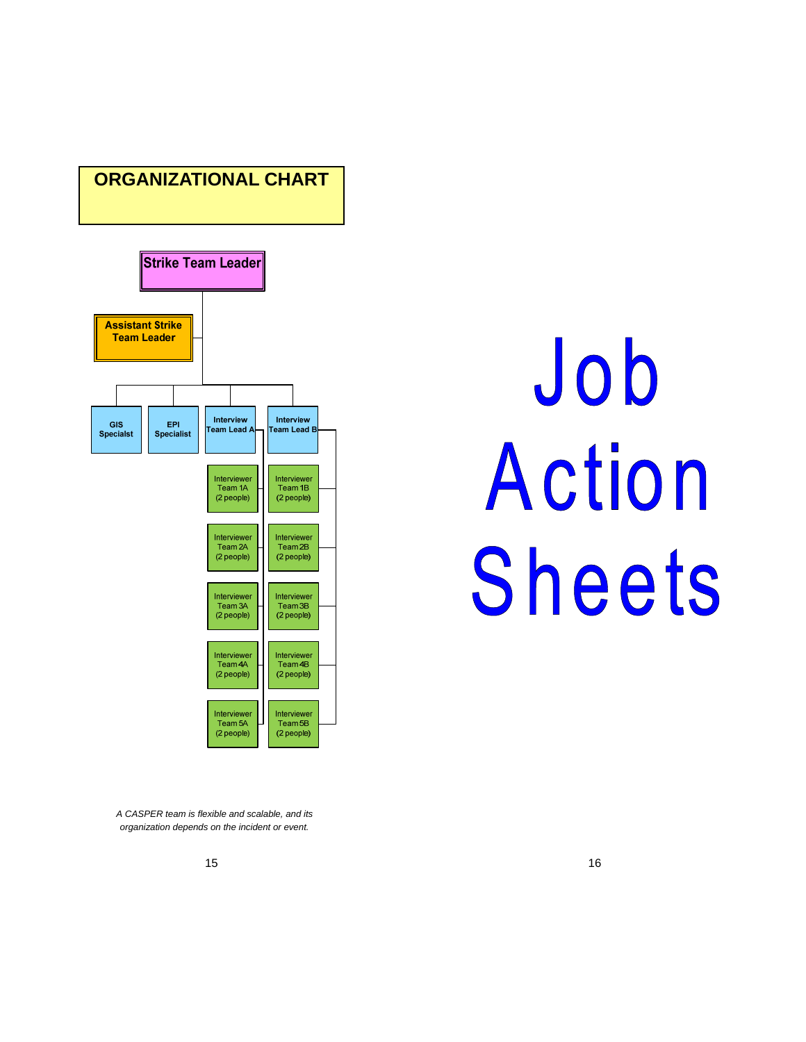## ORGANIZATIONAL CHART

**Strike Team Leader**

**Assistant Strike Team Leader**

- **GIS Specialst**
- **EPI Specialist**
- **Interview Team Lead A**
  - Interviewer Team 1A (2 people)
  - Interviewer Team 2A (2 people)
  - Interviewer Team 3A (2 people)
  - Interviewer Team 4A (2 people)
  - Interviewer Team 5A (2 people)
- **Interview Team Lead B**
  - Interviewer Team 1B (2 people)
  - Interviewer Team 2B (2 people)
  - Interviewer Team 3B (2 people)
  - Interviewer Team 4B (2 people)
  - Interviewer Team 5B (2 people)

*A CASPER team is flexible and scalable, and its organization depends on the incident or event.*

# Job Action Sheets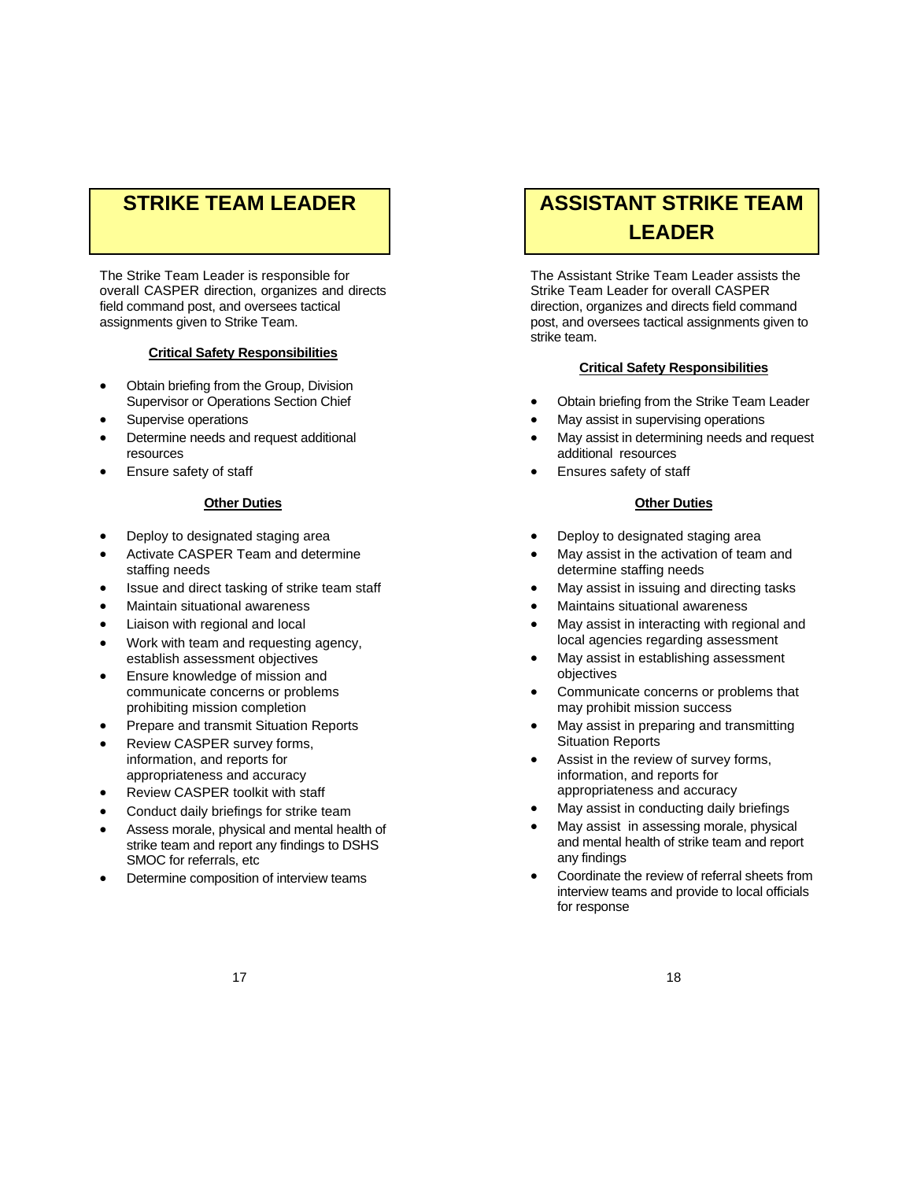## STRIKE TEAM LEADER

The Strike Team Leader is responsible for overall CASPER direction, organizes and directs field command post, and oversees tactical assignments given to Strike Team.

**Critical Safety Responsibilities**

- Obtain briefing from the Group, Division Supervisor or Operations Section Chief
- Supervise operations
- Determine needs and request additional resources
- Ensure safety of staff

**Other Duties**

- Deploy to designated staging area
- Activate CASPER Team and determine staffing needs
- Issue and direct tasking of strike team staff
- Maintain situational awareness
- Liaison with regional and local
- Work with team and requesting agency, establish assessment objectives
- Ensure knowledge of mission and communicate concerns or problems prohibiting mission completion
- Prepare and transmit Situation Reports
- Review CASPER survey forms, information, and reports for appropriateness and accuracy
- Review CASPER toolkit with staff
- Conduct daily briefings for strike team
- Assess morale, physical and mental health of strike team and report any findings to DSHS SMOC for referrals, etc
- Determine composition of interview teams

## ASSISTANT STRIKE TEAM LEADER

The Assistant Strike Team Leader assists the Strike Team Leader for overall CASPER direction, organizes and directs field command post, and oversees tactical assignments given to strike team.

**Critical Safety Responsibilities**

- Obtain briefing from the Strike Team Leader
- May assist in supervising operations
- May assist in determining needs and request additional resources
- Ensures safety of staff

**Other Duties**

- Deploy to designated staging area
- May assist in the activation of team and determine staffing needs
- May assist in issuing and directing tasks
- Maintains situational awareness
- May assist in interacting with regional and local agencies regarding assessment
- May assist in establishing assessment objectives
- Communicate concerns or problems that may prohibit mission success
- May assist in preparing and transmitting Situation Reports
- Assist in the review of survey forms, information, and reports for appropriateness and accuracy
- May assist in conducting daily briefings
- May assist in assessing morale, physical and mental health of strike team and report any findings
- Coordinate the review of referral sheets from interview teams and provide to local officials for response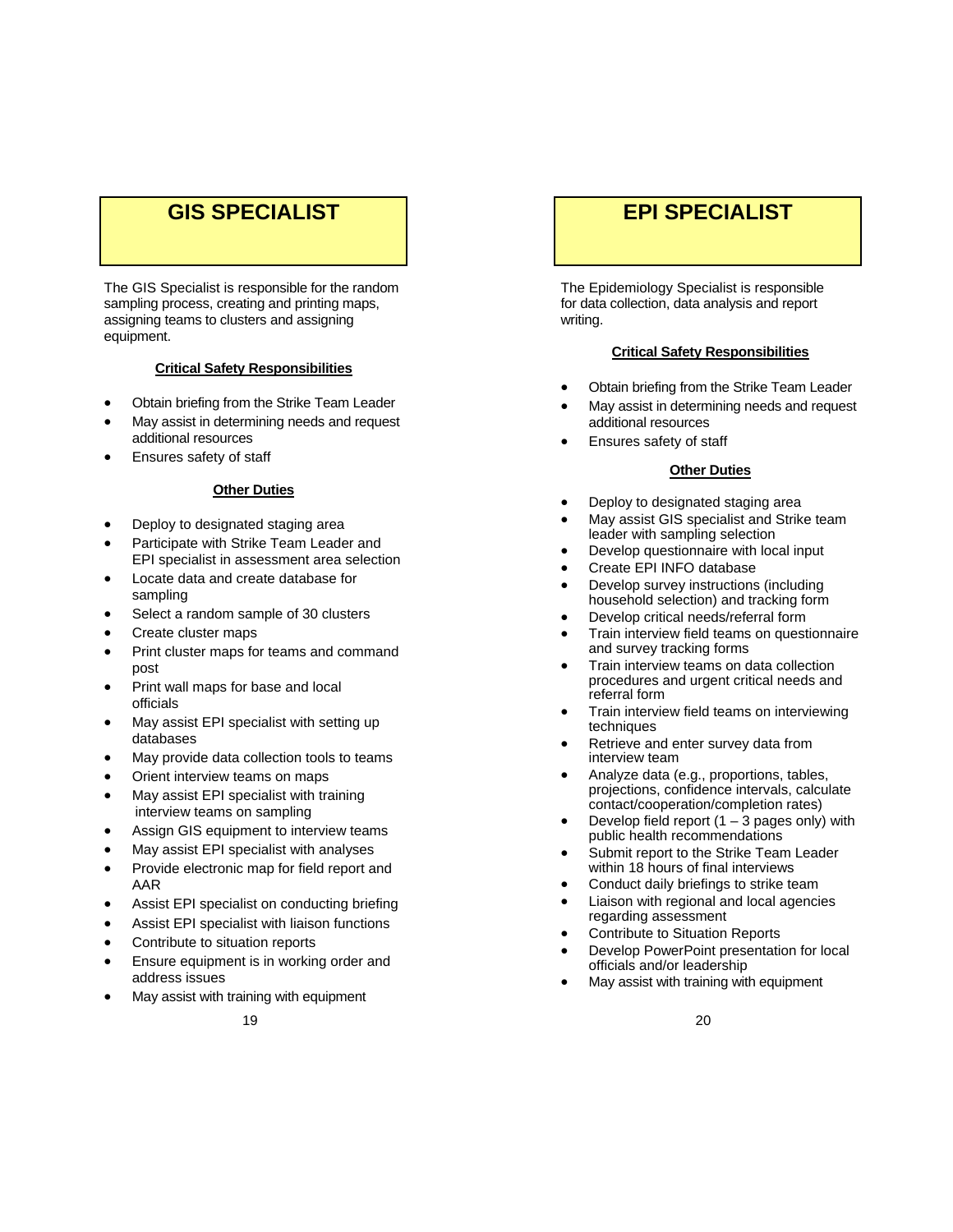# GIS SPECIALIST

The GIS Specialist is responsible for the random sampling process, creating and printing maps, assigning teams to clusters and assigning equipment.

**Critical Safety Responsibilities**

- Obtain briefing from the Strike Team Leader
- May assist in determining needs and request additional resources
- Ensures safety of staff

**Other Duties**

- Deploy to designated staging area
- Participate with Strike Team Leader and EPI specialist in assessment area selection
- Locate data and create database for sampling
- Select a random sample of 30 clusters
- Create cluster maps
- Print cluster maps for teams and command post
- Print wall maps for base and local officials
- May assist EPI specialist with setting up databases
- May provide data collection tools to teams
- Orient interview teams on maps
- May assist EPI specialist with training interview teams on sampling
- Assign GIS equipment to interview teams
- May assist EPI specialist with analyses
- Provide electronic map for field report and AAR
- Assist EPI specialist on conducting briefing
- Assist EPI specialist with liaison functions
- Contribute to situation reports
- Ensure equipment is in working order and address issues
- May assist with training with equipment

# EPI SPECIALIST

The Epidemiology Specialist is responsible for data collection, data analysis and report writing.

**Critical Safety Responsibilities**

- Obtain briefing from the Strike Team Leader
- May assist in determining needs and request additional resources
- Ensures safety of staff

**Other Duties**

- Deploy to designated staging area
- May assist GIS specialist and Strike team leader with sampling selection
- Develop questionnaire with local input
- Create EPI INFO database
- Develop survey instructions (including household selection) and tracking form
- Develop critical needs/referral form
- Train interview field teams on questionnaire and survey tracking forms
- Train interview teams on data collection procedures and urgent critical needs and referral form
- Train interview field teams on interviewing techniques
- Retrieve and enter survey data from interview team
- Analyze data (e.g., proportions, tables, projections, confidence intervals, calculate contact/cooperation/completion rates)
- Develop field report (1 – 3 pages only) with public health recommendations
- Submit report to the Strike Team Leader within 18 hours of final interviews
- Conduct daily briefings to strike team
- Liaison with regional and local agencies regarding assessment
- Contribute to Situation Reports
- Develop PowerPoint presentation for local officials and/or leadership
- May assist with training with equipment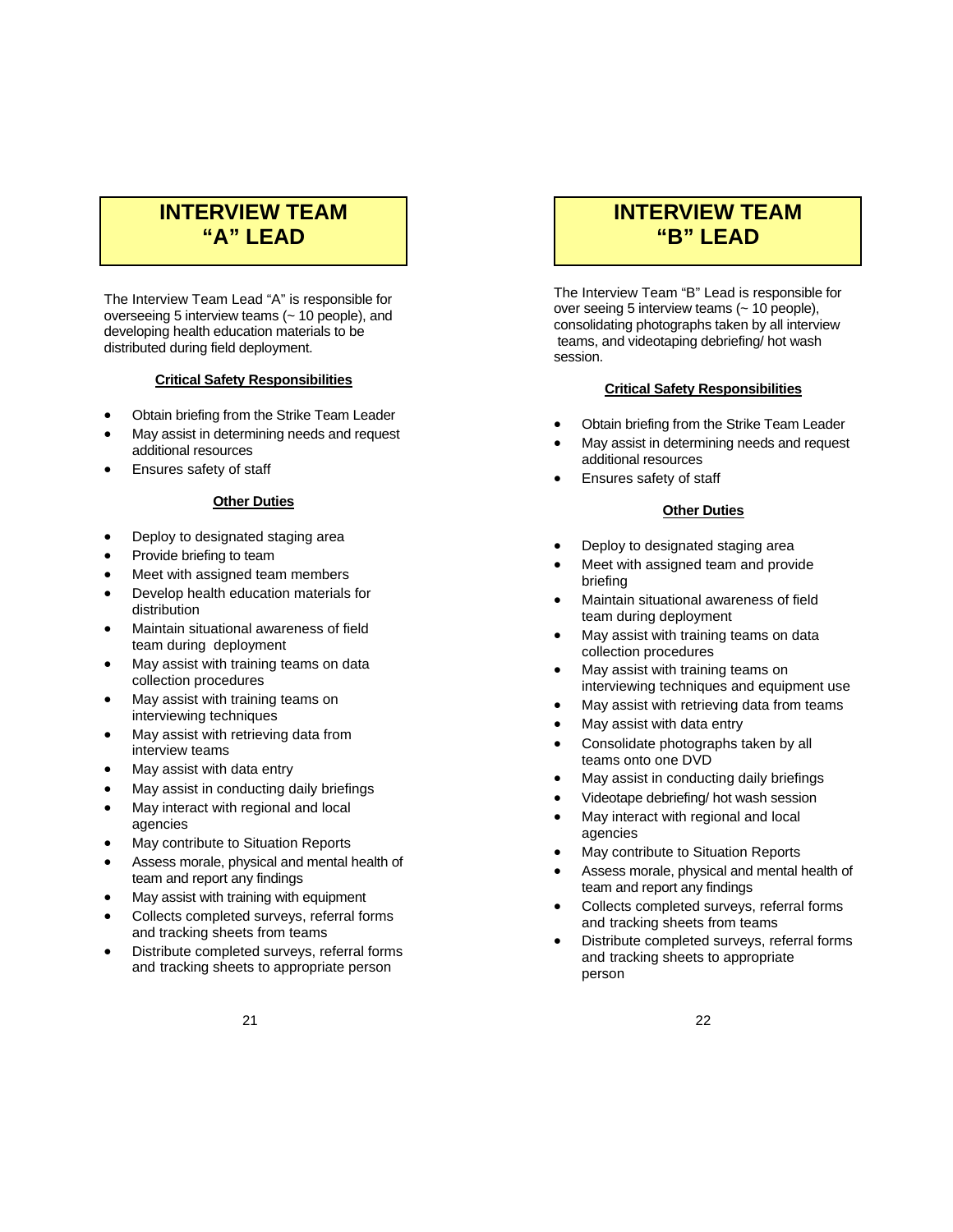## INTERVIEW TEAM "A" LEAD

The Interview Team Lead "A" is responsible for overseeing 5 interview teams (~ 10 people), and developing health education materials to be distributed during field deployment.

**Critical Safety Responsibilities**

- Obtain briefing from the Strike Team Leader
- May assist in determining needs and request additional resources
- Ensures safety of staff

**Other Duties**

- Deploy to designated staging area
- Provide briefing to team
- Meet with assigned team members
- Develop health education materials for distribution
- Maintain situational awareness of field team during deployment
- May assist with training teams on data collection procedures
- May assist with training teams on interviewing techniques
- May assist with retrieving data from interview teams
- May assist with data entry
- May assist in conducting daily briefings
- May interact with regional and local agencies
- May contribute to Situation Reports
- Assess morale, physical and mental health of team and report any findings
- May assist with training with equipment
- Collects completed surveys, referral forms and tracking sheets from teams
- Distribute completed surveys, referral forms and tracking sheets to appropriate person

## INTERVIEW TEAM "B" LEAD

The Interview Team "B" Lead is responsible for over seeing 5 interview teams (~ 10 people), consolidating photographs taken by all interview teams, and videotaping debriefing/ hot wash session.

**Critical Safety Responsibilities**

- Obtain briefing from the Strike Team Leader
- May assist in determining needs and request additional resources
- Ensures safety of staff

**Other Duties**

- Deploy to designated staging area
- Meet with assigned team and provide briefing
- Maintain situational awareness of field team during deployment
- May assist with training teams on data collection procedures
- May assist with training teams on interviewing techniques and equipment use
- May assist with retrieving data from teams
- May assist with data entry
- Consolidate photographs taken by all teams onto one DVD
- May assist in conducting daily briefings
- Videotape debriefing/ hot wash session
- May interact with regional and local agencies
- May contribute to Situation Reports
- Assess morale, physical and mental health of team and report any findings
- Collects completed surveys, referral forms and tracking sheets from teams
- Distribute completed surveys, referral forms and tracking sheets to appropriate person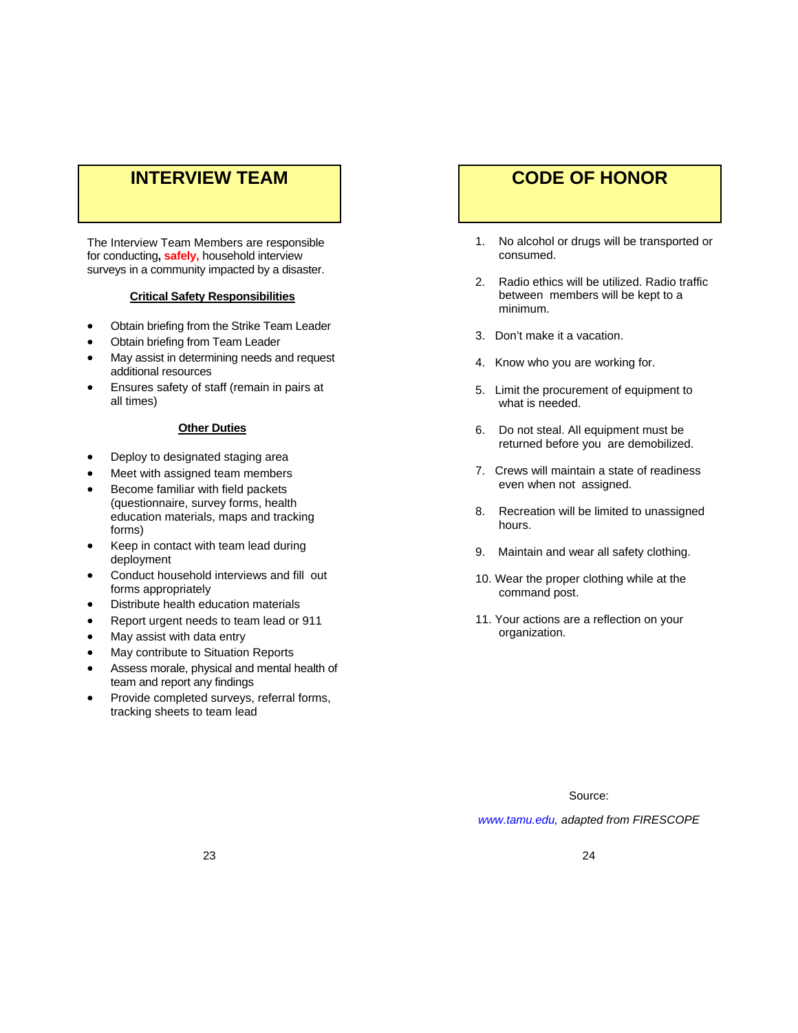## INTERVIEW TEAM

The Interview Team Members are responsible for conducting, **safely,** household interview surveys in a community impacted by a disaster.

**Critical Safety Responsibilities**

- Obtain briefing from the Strike Team Leader
- Obtain briefing from Team Leader
- May assist in determining needs and request additional resources
- Ensures safety of staff (remain in pairs at all times)

**Other Duties**

- Deploy to designated staging area
- Meet with assigned team members
- Become familiar with field packets (questionnaire, survey forms, health education materials, maps and tracking forms)
- Keep in contact with team lead during deployment
- Conduct household interviews and fill out forms appropriately
- Distribute health education materials
- Report urgent needs to team lead or 911
- May assist with data entry
- May contribute to Situation Reports
- Assess morale, physical and mental health of team and report any findings
- Provide completed surveys, referral forms, tracking sheets to team lead

## CODE OF HONOR

1. No alcohol or drugs will be transported or consumed.
2. Radio ethics will be utilized. Radio traffic between members will be kept to a minimum.
3. Don't make it a vacation.
4. Know who you are working for.
5. Limit the procurement of equipment to what is needed.
6. Do not steal. All equipment must be returned before you are demobilized.
7. Crews will maintain a state of readiness even when not assigned.
8. Recreation will be limited to unassigned hours.
9. Maintain and wear all safety clothing.
10. Wear the proper clothing while at the command post.
11. Your actions are a reflection on your organization.

Source:

*www.tamu.edu, adapted from FIRESCOPE*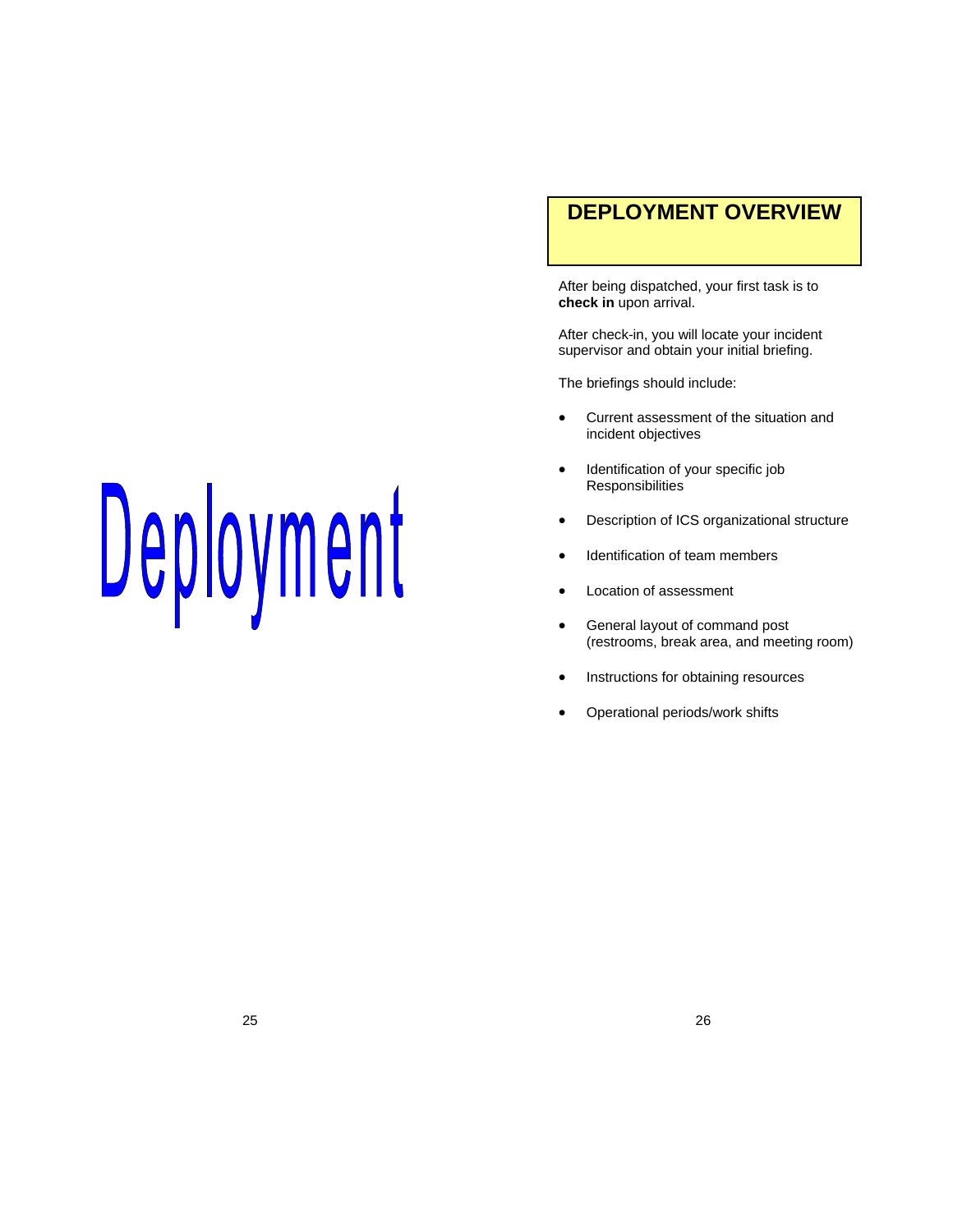# Deployment

## DEPLOYMENT OVERVIEW

After being dispatched, your first task is to **check in** upon arrival.

After check-in, you will locate your incident supervisor and obtain your initial briefing.

The briefings should include:

- Current assessment of the situation and incident objectives
- Identification of your specific job Responsibilities
- Description of ICS organizational structure
- Identification of team members
- Location of assessment
- General layout of command post (restrooms, break area, and meeting room)
- Instructions for obtaining resources
- Operational periods/work shifts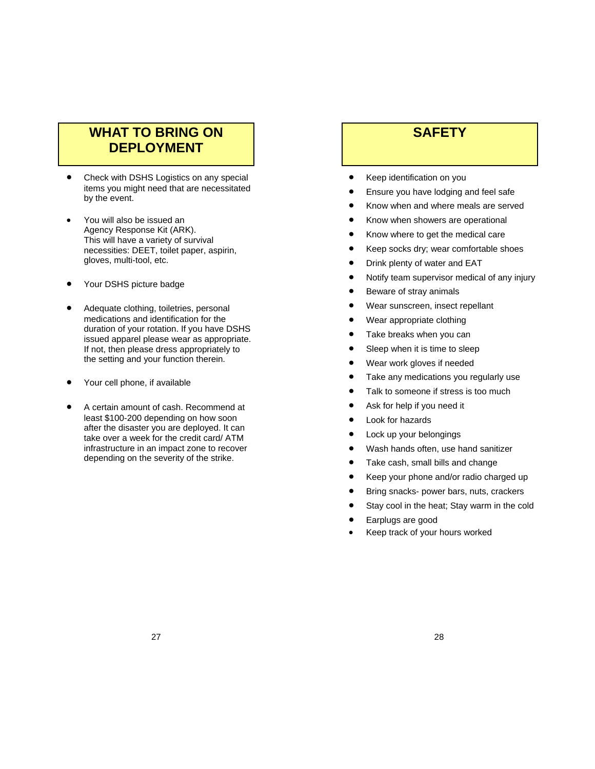## WHAT TO BRING ON DEPLOYMENT

- Check with DSHS Logistics on any special items you might need that are necessitated by the event.
- You will also be issued an Agency Response Kit (ARK). This will have a variety of survival necessities: DEET, toilet paper, aspirin, gloves, multi-tool, etc.
- Your DSHS picture badge
- Adequate clothing, toiletries, personal medications and identification for the duration of your rotation. If you have DSHS issued apparel please wear as appropriate. If not, then please dress appropriately to the setting and your function therein.
- Your cell phone, if available
- A certain amount of cash. Recommend at least $100-200 depending on how soon after the disaster you are deployed. It can take over a week for the credit card/ ATM infrastructure in an impact zone to recover depending on the severity of the strike.

## SAFETY

- Keep identification on you
- Ensure you have lodging and feel safe
- Know when and where meals are served
- Know when showers are operational
- Know where to get the medical care
- Keep socks dry; wear comfortable shoes
- Drink plenty of water and EAT
- Notify team supervisor medical of any injury
- Beware of stray animals
- Wear sunscreen, insect repellant
- Wear appropriate clothing
- Take breaks when you can
- Sleep when it is time to sleep
- Wear work gloves if needed
- Take any medications you regularly use
- Talk to someone if stress is too much
- Ask for help if you need it
- Look for hazards
- Lock up your belongings
- Wash hands often, use hand sanitizer
- Take cash, small bills and change
- Keep your phone and/or radio charged up
- Bring snacks- power bars, nuts, crackers
- Stay cool in the heat; Stay warm in the cold
- Earplugs are good
- Keep track of your hours worked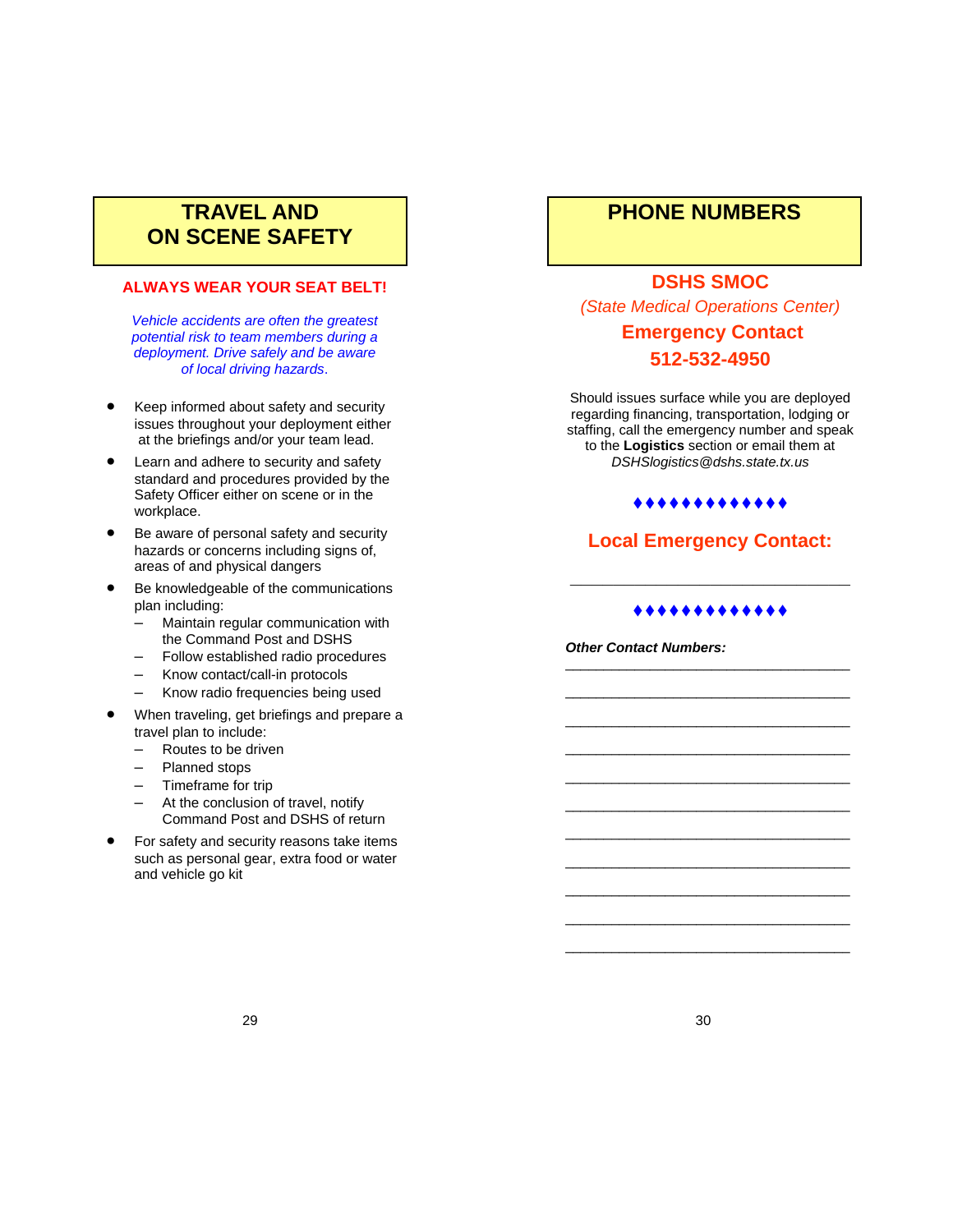# TRAVEL AND ON SCENE SAFETY

**ALWAYS WEAR YOUR SEAT BELT!**

*Vehicle accidents are often the greatest potential risk to team members during a deployment. Drive safely and be aware of local driving hazards.*

- Keep informed about safety and security issues throughout your deployment either at the briefings and/or your team lead.
- Learn and adhere to security and safety standard and procedures provided by the Safety Officer either on scene or in the workplace.
- Be aware of personal safety and security hazards or concerns including signs of, areas of and physical dangers
- Be knowledgeable of the communications plan including:
  - Maintain regular communication with the Command Post and DSHS
  - Follow established radio procedures
  - Know contact/call-in protocols
  - Know radio frequencies being used
- When traveling, get briefings and prepare a travel plan to include:
  - Routes to be driven
  - Planned stops
  - Timeframe for trip
  - At the conclusion of travel, notify Command Post and DSHS of return
- For safety and security reasons take items such as personal gear, extra food or water and vehicle go kit

# PHONE NUMBERS

**DSHS SMOC**

*(State Medical Operations Center)*

**Emergency Contact**

**512-532-4950**

Should issues surface while you are deployed regarding financing, transportation, lodging or staffing, call the emergency number and speak to the **Logistics** section or email them at *DSHSlogistics@dshs.state.tx.us*

♦♦♦♦♦♦♦♦♦♦♦♦♦

**Local Emergency Contact:**

___________________________________

♦♦♦♦♦♦♦♦♦♦♦♦♦

***Other Contact Numbers:***

___________________________________

___________________________________

___________________________________

___________________________________

___________________________________

___________________________________

___________________________________

___________________________________

___________________________________

___________________________________

___________________________________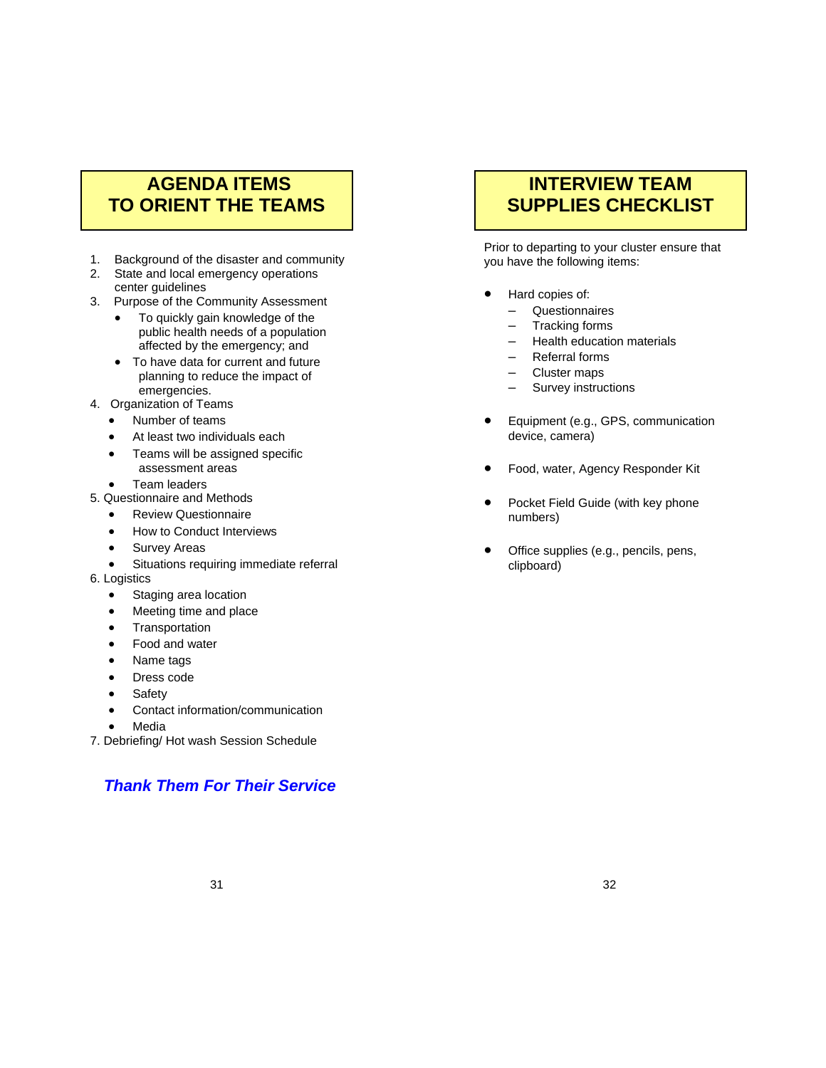## AGENDA ITEMS TO ORIENT THE TEAMS

1. Background of the disaster and community
2. State and local emergency operations center guidelines
3. Purpose of the Community Assessment
   - To quickly gain knowledge of the public health needs of a population affected by the emergency; and
   - To have data for current and future planning to reduce the impact of emergencies.
4. Organization of Teams
   - Number of teams
   - At least two individuals each
   - Teams will be assigned specific assessment areas
   - Team leaders
5. Questionnaire and Methods
   - Review Questionnaire
   - How to Conduct Interviews
   - Survey Areas
   - Situations requiring immediate referral
6. Logistics
   - Staging area location
   - Meeting time and place
   - Transportation
   - Food and water
   - Name tags
   - Dress code
   - Safety
   - Contact information/communication
   - Media
7. Debriefing/ Hot wash Session Schedule

***Thank Them For Their Service***

## INTERVIEW TEAM SUPPLIES CHECKLIST

Prior to departing to your cluster ensure that you have the following items:

- Hard copies of:
  - Questionnaires
  - Tracking forms
  - Health education materials
  - Referral forms
  - Cluster maps
  - Survey instructions
- Equipment (e.g., GPS, communication device, camera)
- Food, water, Agency Responder Kit
- Pocket Field Guide (with key phone numbers)
- Office supplies (e.g., pencils, pens, clipboard)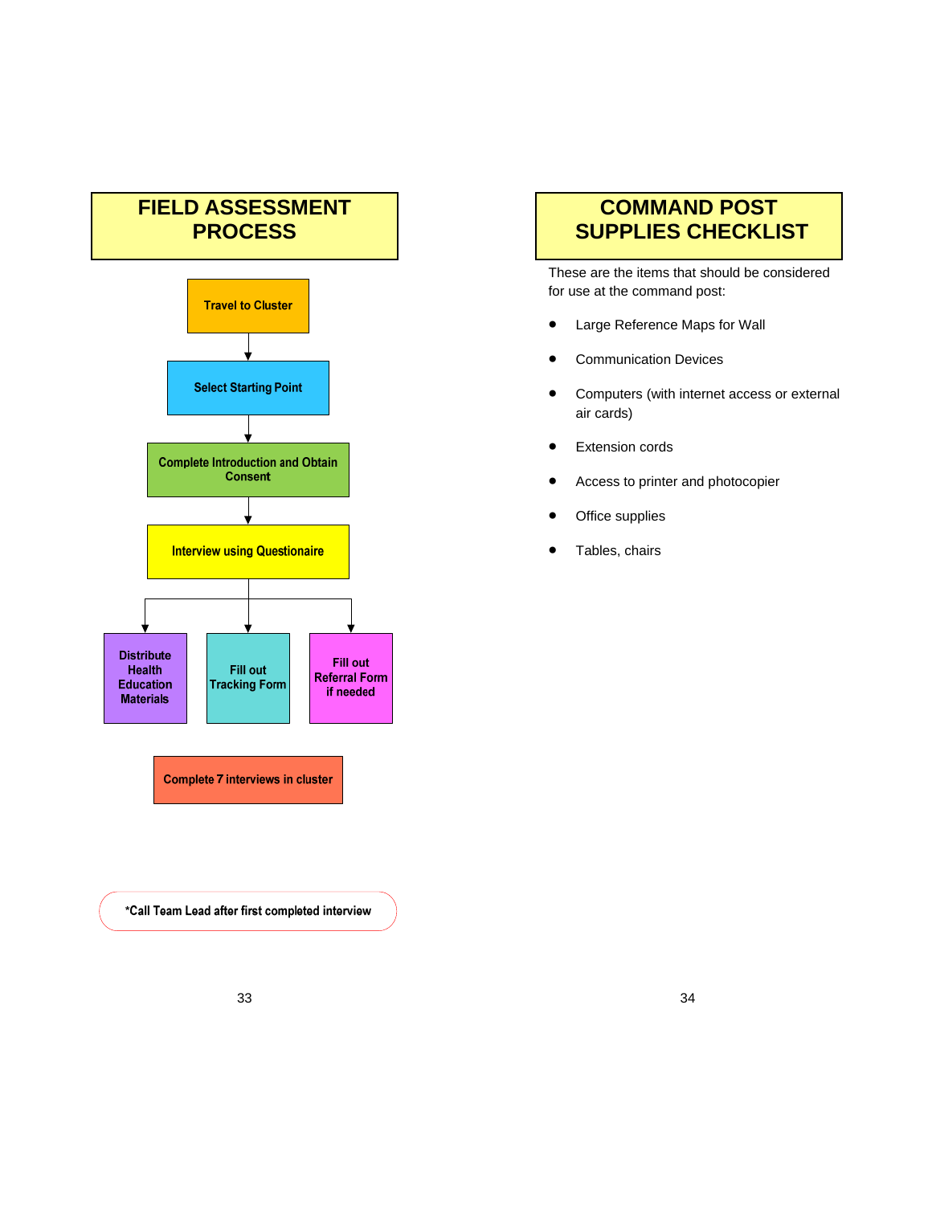# FIELD ASSESSMENT PROCESS

Travel to Cluster

↓

Select Starting Point

↓

Complete Introduction and Obtain Consent

↓

Interview using Questionaire

↓

- Distribute Health Education Materials
- Fill out Tracking Form
- Fill out Referral Form if needed

Complete 7 interviews in cluster

*Call Team Lead after first completed interview

# COMMAND POST SUPPLIES CHECKLIST

These are the items that should be considered for use at the command post:

- Large Reference Maps for Wall
- Communication Devices
- Computers (with internet access or external air cards)
- Extension cords
- Access to printer and photocopier
- Office supplies
- Tables, chairs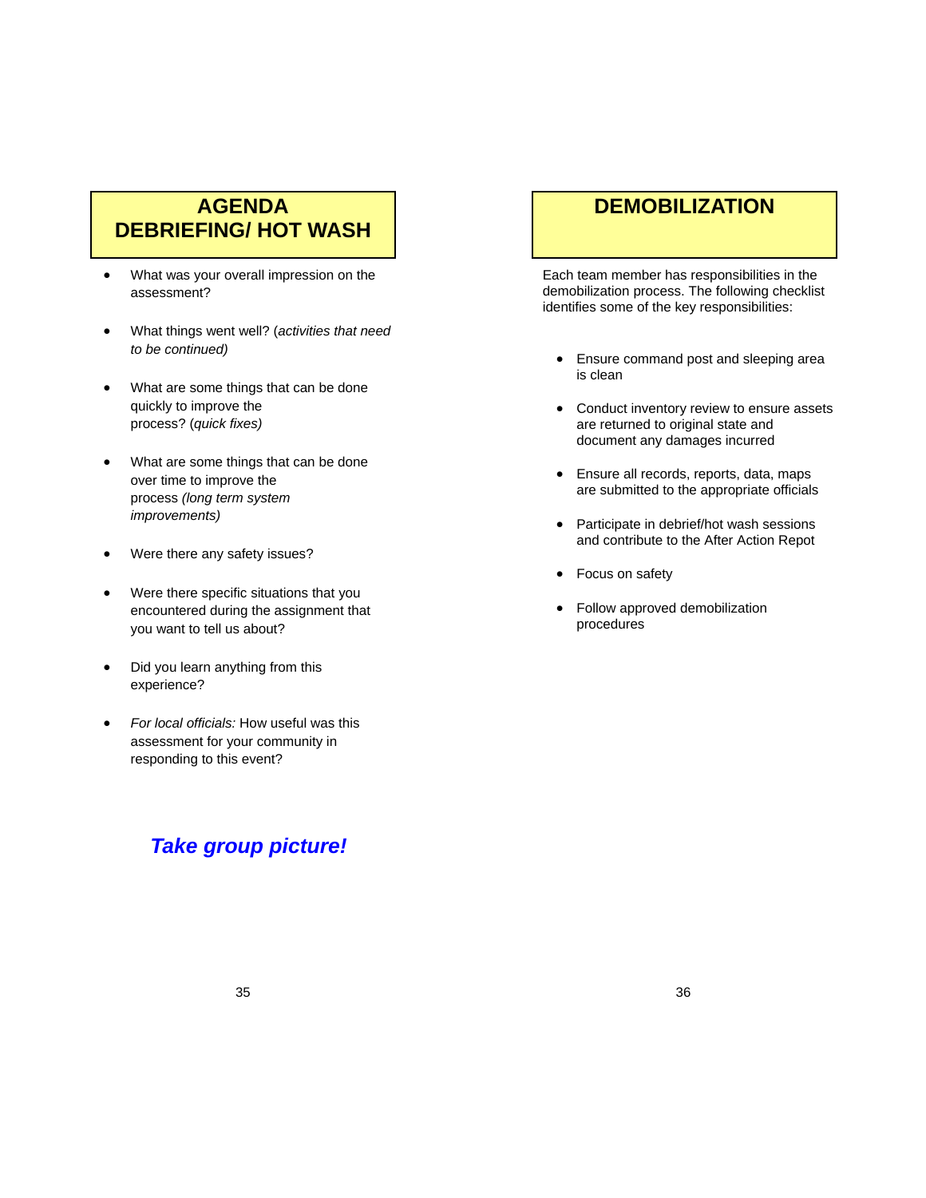## AGENDA DEBRIEFING/ HOT WASH

- What was your overall impression on the assessment?
- What things went well? (*activities that need to be continued)*
- What are some things that can be done quickly to improve the process? (*quick fixes)*
- What are some things that can be done over time to improve the process *(long term system improvements)*
- Were there any safety issues?
- Were there specific situations that you encountered during the assignment that you want to tell us about?
- Did you learn anything from this experience?
- *For local officials:* How useful was this assessment for your community in responding to this event?

***Take group picture!***

## DEMOBILIZATION

Each team member has responsibilities in the demobilization process. The following checklist identifies some of the key responsibilities:

- Ensure command post and sleeping area is clean
- Conduct inventory review to ensure assets are returned to original state and document any damages incurred
- Ensure all records, reports, data, maps are submitted to the appropriate officials
- Participate in debrief/hot wash sessions and contribute to the After Action Repot
- Focus on safety
- Follow approved demobilization procedures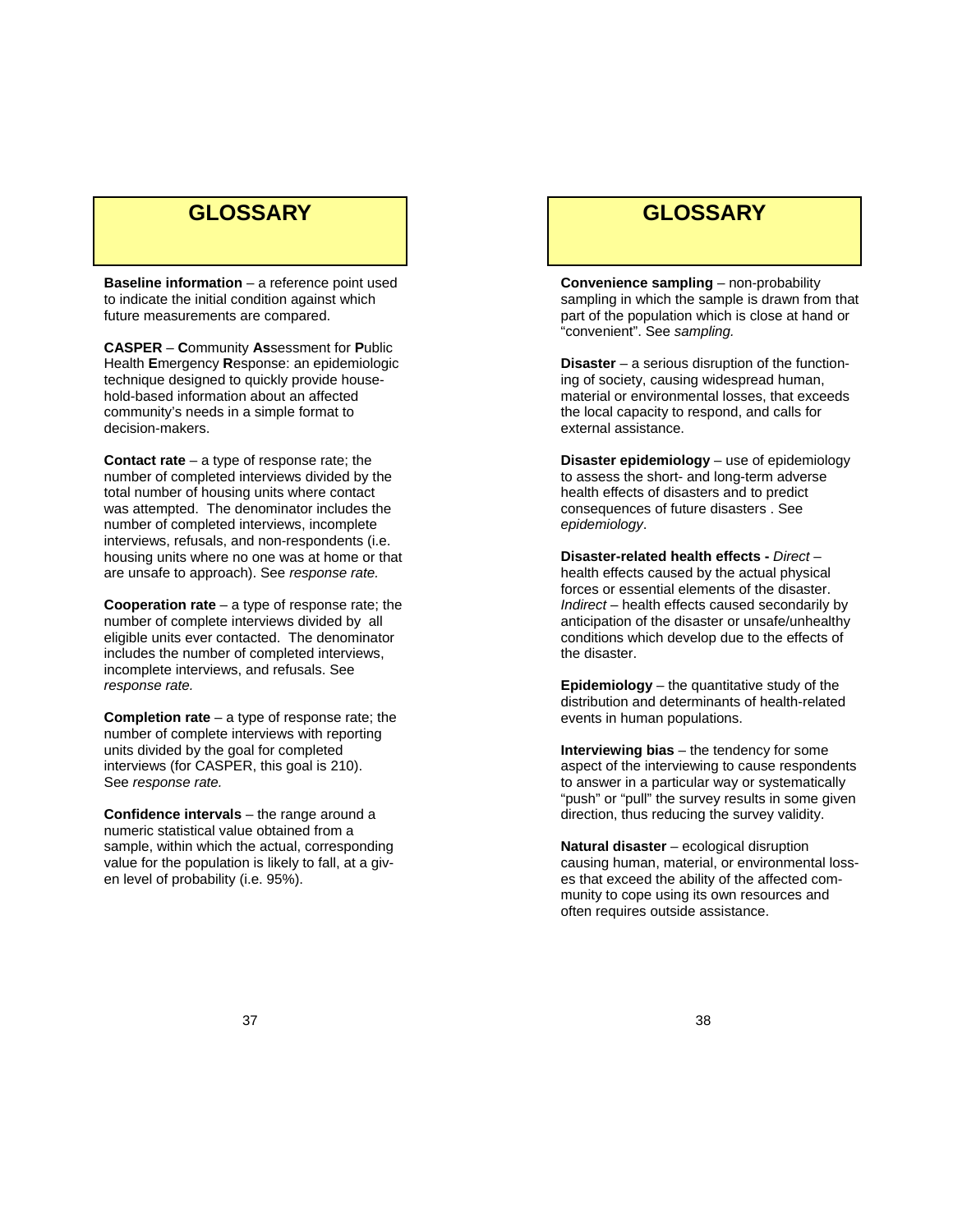## GLOSSARY

**Baseline information** – a reference point used to indicate the initial condition against which future measurements are compared.

**CASPER** – **C**ommunity **As**sessment for **P**ublic Health **E**mergency **R**esponse: an epidemiologic technique designed to quickly provide household-based information about an affected community's needs in a simple format to decision-makers.

**Contact rate** – a type of response rate; the number of completed interviews divided by the total number of housing units where contact was attempted. The denominator includes the number of completed interviews, incomplete interviews, refusals, and non-respondents (i.e. housing units where no one was at home or that are unsafe to approach). See *response rate.*

**Cooperation rate** – a type of response rate; the number of complete interviews divided by all eligible units ever contacted. The denominator includes the number of completed interviews, incomplete interviews, and refusals. See *response rate.*

**Completion rate** – a type of response rate; the number of complete interviews with reporting units divided by the goal for completed interviews (for CASPER, this goal is 210). See *response rate.*

**Confidence intervals** – the range around a numeric statistical value obtained from a sample, within which the actual, corresponding value for the population is likely to fall, at a given level of probability (i.e. 95%).

## GLOSSARY

**Convenience sampling** – non-probability sampling in which the sample is drawn from that part of the population which is close at hand or "convenient". See *sampling.*

**Disaster** – a serious disruption of the functioning of society, causing widespread human, material or environmental losses, that exceeds the local capacity to respond, and calls for external assistance.

**Disaster epidemiology** – use of epidemiology to assess the short- and long-term adverse health effects of disasters and to predict consequences of future disasters . See *epidemiology*.

**Disaster-related health effects -** *Direct* – health effects caused by the actual physical forces or essential elements of the disaster. *Indirect* – health effects caused secondarily by anticipation of the disaster or unsafe/unhealthy conditions which develop due to the effects of the disaster.

**Epidemiology** – the quantitative study of the distribution and determinants of health-related events in human populations.

**Interviewing bias** – the tendency for some aspect of the interviewing to cause respondents to answer in a particular way or systematically "push" or "pull" the survey results in some given direction, thus reducing the survey validity.

**Natural disaster** – ecological disruption causing human, material, or environmental losses that exceed the ability of the affected community to cope using its own resources and often requires outside assistance.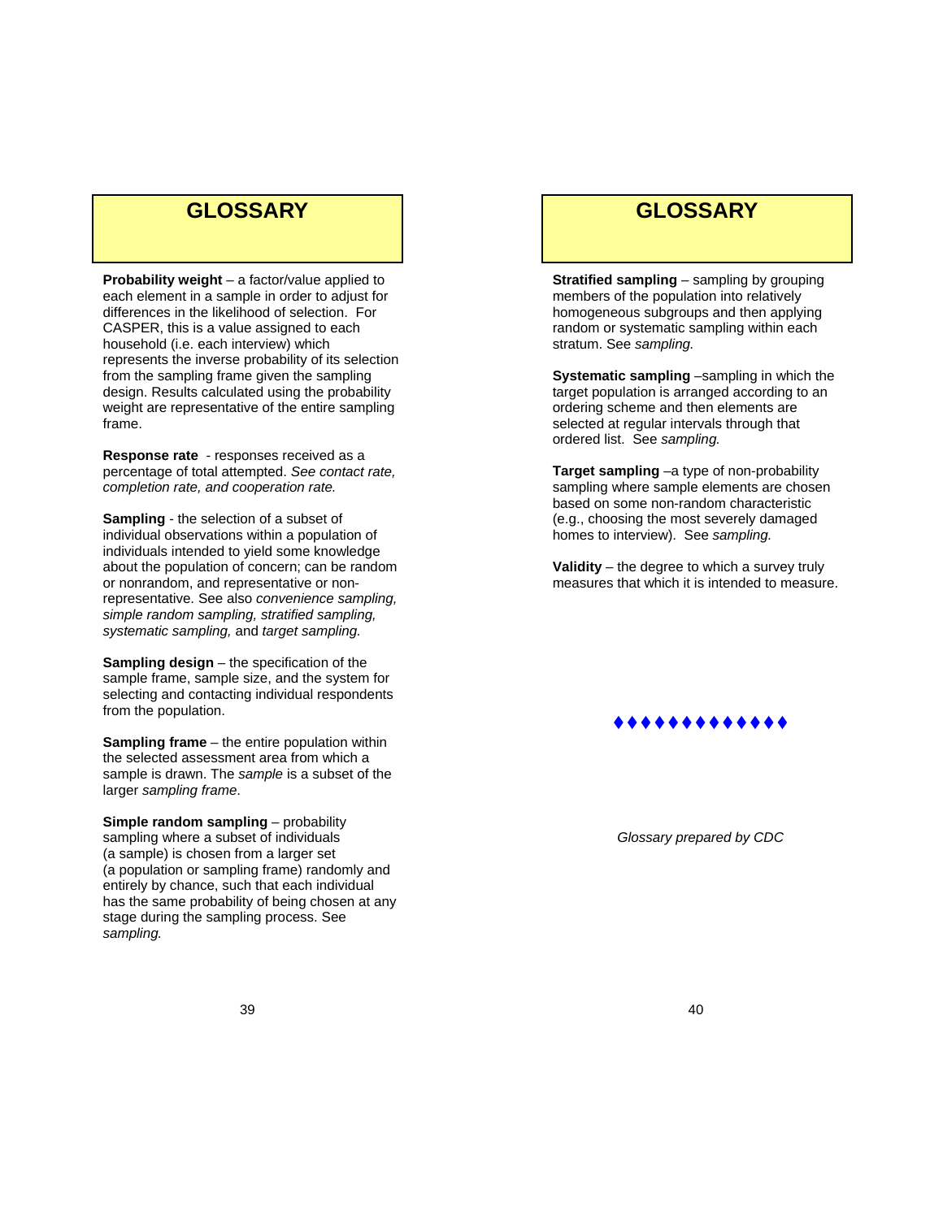## GLOSSARY

**Probability weight** – a factor/value applied to each element in a sample in order to adjust for differences in the likelihood of selection. For CASPER, this is a value assigned to each household (i.e. each interview) which represents the inverse probability of its selection from the sampling frame given the sampling design. Results calculated using the probability weight are representative of the entire sampling frame.

**Response rate** - responses received as a percentage of total attempted. *See contact rate, completion rate, and cooperation rate.*

**Sampling** - the selection of a subset of individual observations within a population of individuals intended to yield some knowledge about the population of concern; can be random or nonrandom, and representative or non-representative. See also *convenience sampling, simple random sampling, stratified sampling, systematic sampling,* and *target sampling.*

**Sampling design** – the specification of the sample frame, sample size, and the system for selecting and contacting individual respondents from the population.

**Sampling frame** – the entire population within the selected assessment area from which a sample is drawn. The *sample* is a subset of the larger *sampling frame*.

**Simple random sampling** – probability sampling where a subset of individuals (a sample) is chosen from a larger set (a population or sampling frame) randomly and entirely by chance, such that each individual has the same probability of being chosen at any stage during the sampling process. See *sampling.*

## GLOSSARY

**Stratified sampling** – sampling by grouping members of the population into relatively homogeneous subgroups and then applying random or systematic sampling within each stratum. See *sampling.*

**Systematic sampling** –sampling in which the target population is arranged according to an ordering scheme and then elements are selected at regular intervals through that ordered list. See *sampling.*

**Target sampling** –a type of non-probability sampling where sample elements are chosen based on some non-random characteristic (e.g., choosing the most severely damaged homes to interview). See *sampling.*

**Validity** – the degree to which a survey truly measures that which it is intended to measure.

♦♦♦♦♦♦♦♦♦♦♦♦♦

*Glossary prepared by CDC*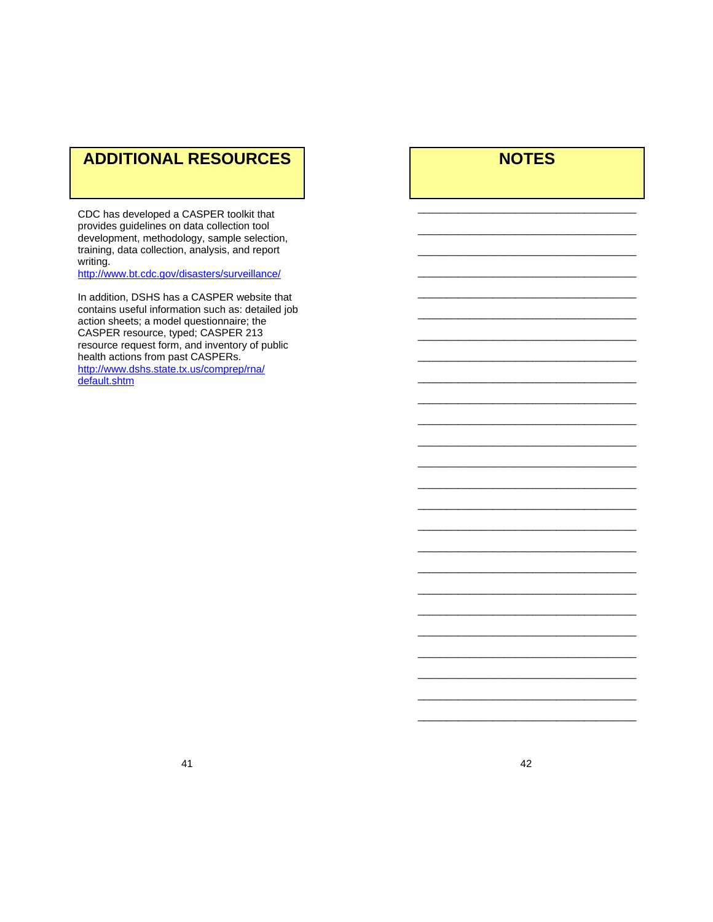## ADDITIONAL RESOURCES

CDC has developed a CASPER toolkit that provides guidelines on data collection tool development, methodology, sample selection, training, data collection, analysis, and report writing.
http://www.bt.cdc.gov/disasters/surveillance/

In addition, DSHS has a CASPER website that contains useful information such as: detailed job action sheets; a model questionnaire; the CASPER resource, typed; CASPER 213 resource request form, and inventory of public health actions from past CASPERs.
http://www.dshs.state.tx.us/comprep/rna/default.shtm

## NOTES

_______________________________________________

_______________________________________________

_______________________________________________

_______________________________________________

_______________________________________________

_______________________________________________

_______________________________________________

_______________________________________________

_______________________________________________

_______________________________________________

_______________________________________________

_______________________________________________

_______________________________________________

_______________________________________________

_______________________________________________

_______________________________________________

_______________________________________________

_______________________________________________

_______________________________________________

_______________________________________________

_______________________________________________

_______________________________________________

_______________________________________________

_______________________________________________

_______________________________________________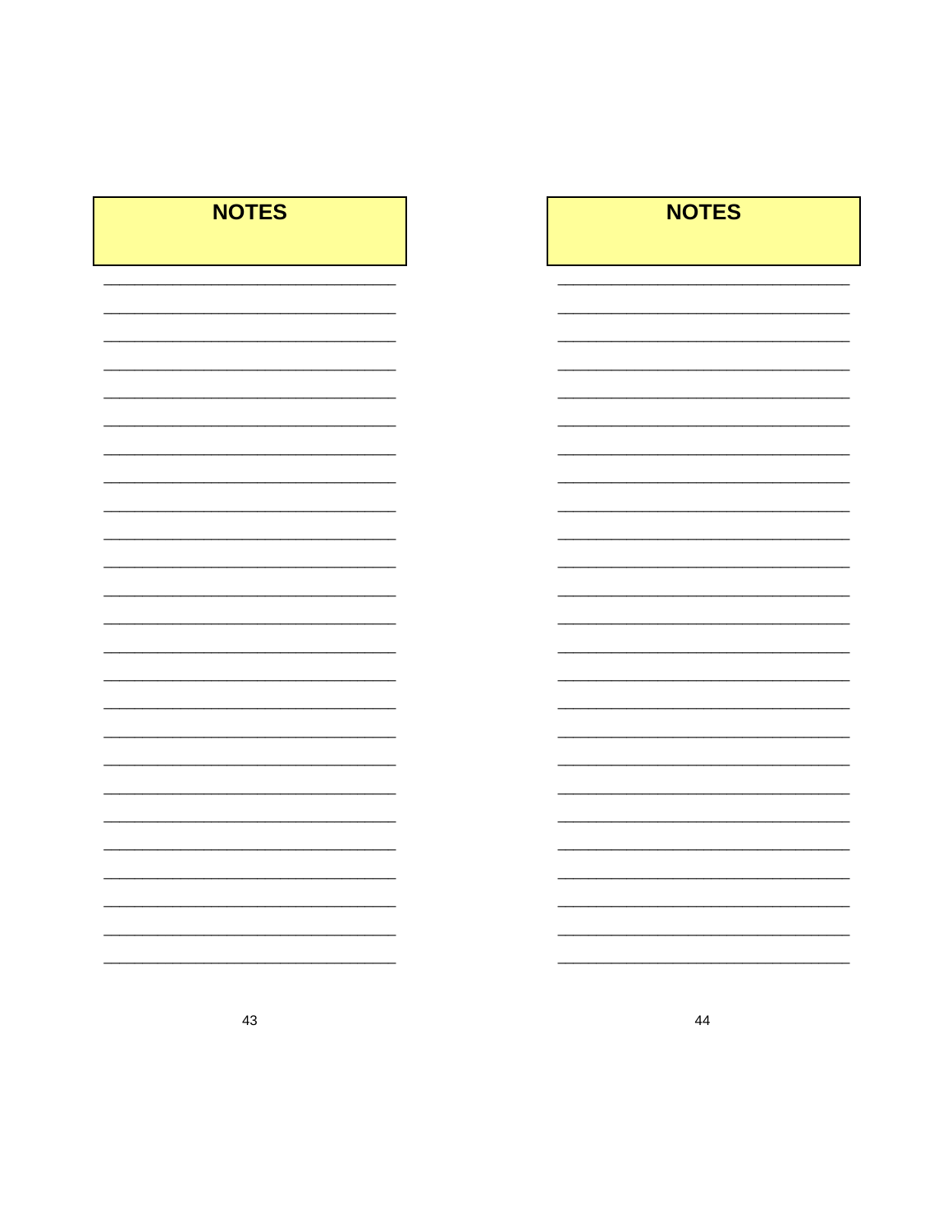## NOTES

## NOTES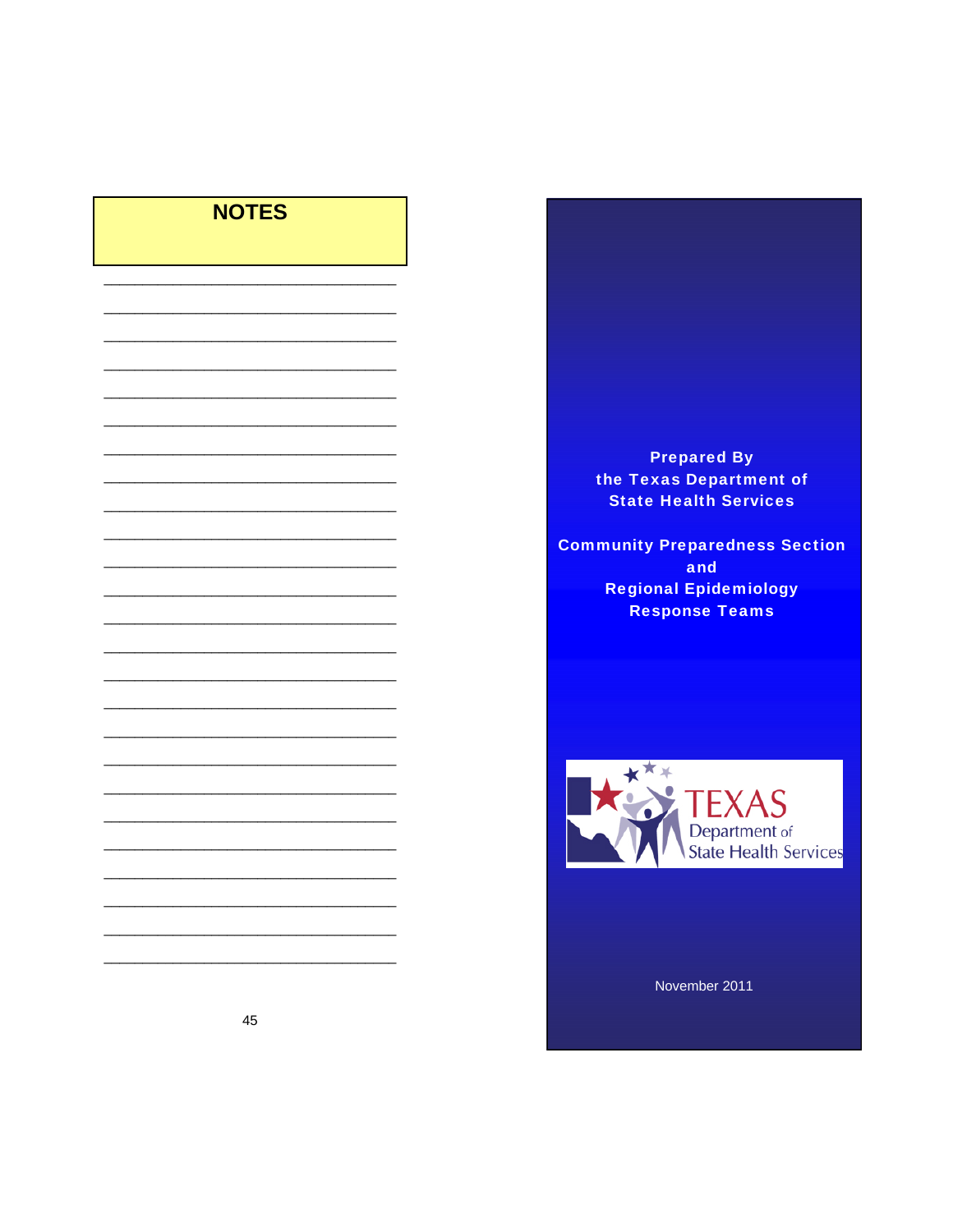## NOTES

______________________________________

______________________________________

______________________________________

______________________________________

______________________________________

______________________________________

______________________________________

______________________________________

______________________________________

______________________________________

______________________________________

______________________________________

______________________________________

______________________________________

______________________________________

______________________________________

______________________________________

______________________________________

______________________________________

______________________________________

______________________________________

______________________________________

______________________________________

______________________________________

**Prepared By**
**the Texas Department of**
**State Health Services**

**Community Preparedness Section**
**and**
**Regional Epidemiology**
**Response Teams**

TEXAS
Department of
State Health Services

November 2011